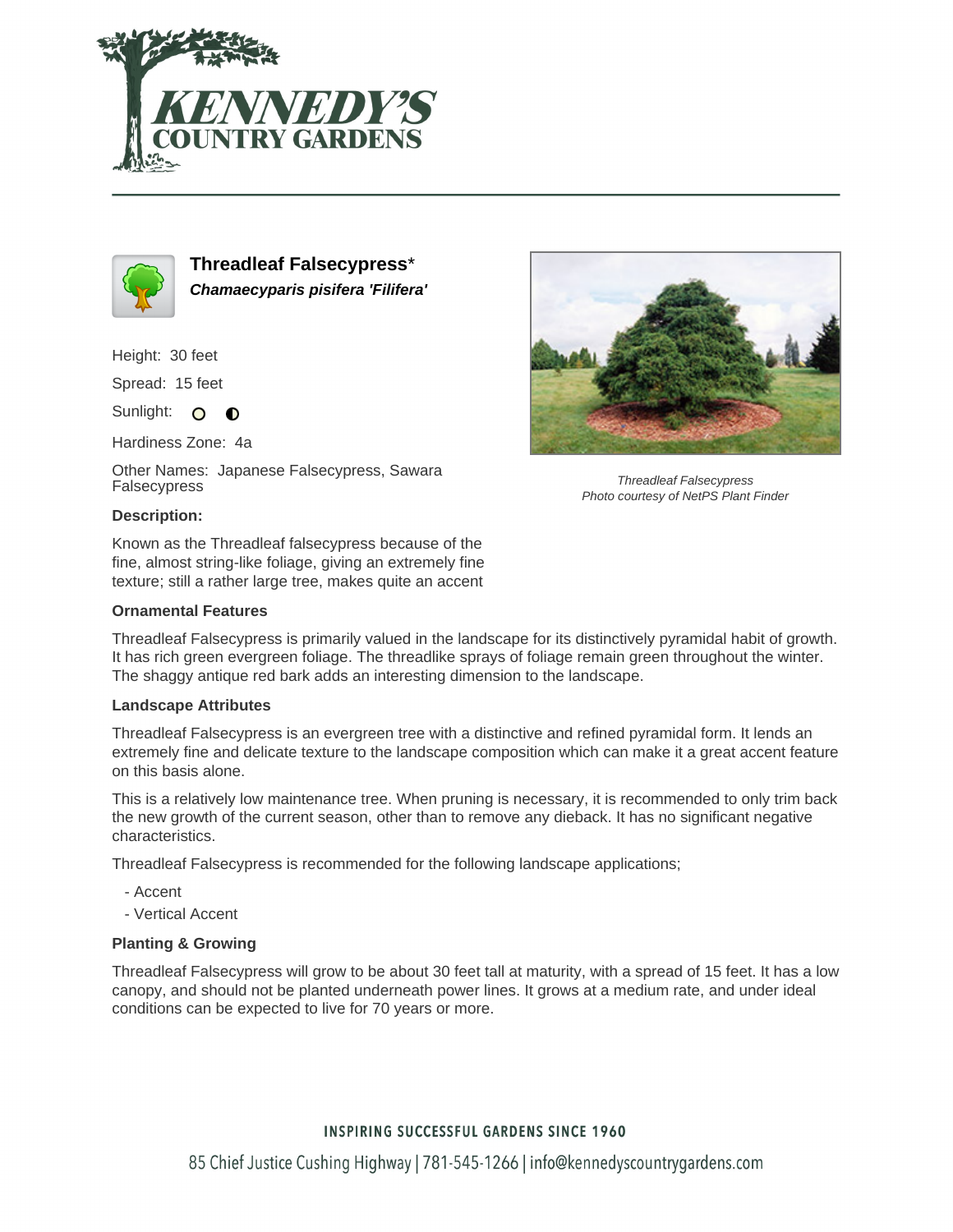# Threadleaf Falsecypress*

***Chamaecyparis pisifera 'Filifera'***

Height: 30 feet

Spread: 15 feet

Sunlight:

Hardiness Zone: 4a

Other Names: Japanese Falsecypress, Sawara Falsecypress

*Threadleaf Falsecypress*
*Photo courtesy of NetPS Plant Finder*

**Description:**

Known as the Threadleaf falsecypress because of the fine, almost string-like foliage, giving an extremely fine texture; still a rather large tree, makes quite an accent

**Ornamental Features**

Threadleaf Falsecypress is primarily valued in the landscape for its distinctively pyramidal habit of growth. It has rich green evergreen foliage. The threadlike sprays of foliage remain green throughout the winter. The shaggy antique red bark adds an interesting dimension to the landscape.

**Landscape Attributes**

Threadleaf Falsecypress is an evergreen tree with a distinctive and refined pyramidal form. It lends an extremely fine and delicate texture to the landscape composition which can make it a great accent feature on this basis alone.

This is a relatively low maintenance tree. When pruning is necessary, it is recommended to only trim back the new growth of the current season, other than to remove any dieback. It has no significant negative characteristics.

Threadleaf Falsecypress is recommended for the following landscape applications;

- Accent
- Vertical Accent

**Planting & Growing**

Threadleaf Falsecypress will grow to be about 30 feet tall at maturity, with a spread of 15 feet. It has a low canopy, and should not be planted underneath power lines. It grows at a medium rate, and under ideal conditions can be expected to live for 70 years or more.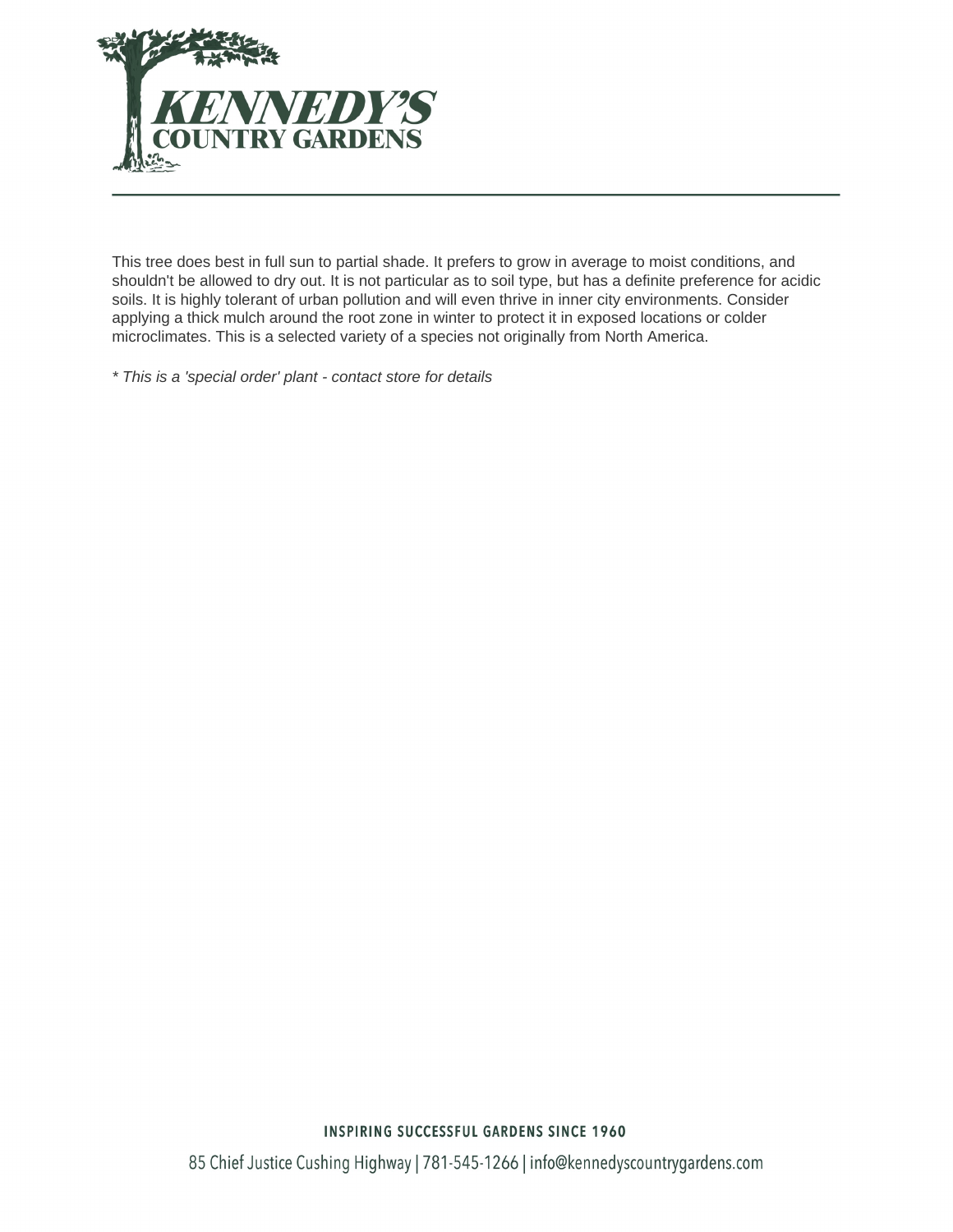This tree does best in full sun to partial shade. It prefers to grow in average to moist conditions, and shouldn't be allowed to dry out. It is not particular as to soil type, but has a definite preference for acidic soils. It is highly tolerant of urban pollution and will even thrive in inner city environments. Consider applying a thick mulch around the root zone in winter to protect it in exposed locations or colder microclimates. This is a selected variety of a species not originally from North America.

*\* This is a 'special order' plant - contact store for details*